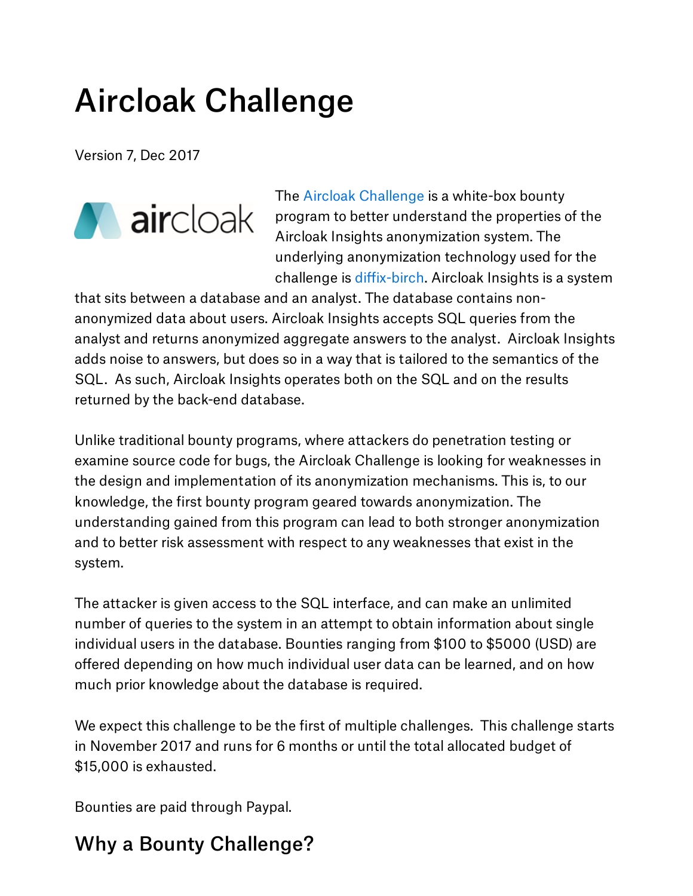# Aircloak Challenge

Version 7, Dec 2017

The Aircloak Challenge is a white-box bounty program to better understand the properties of the Aircloak Insights anonymization system. The underlying anonymization technology used for the challenge is diffix-birch. Aircloak Insights is a system that sits between a database and an analyst. The database contains non-anonymized data about users. Aircloak Insights accepts SQL queries from the analyst and returns anonymized aggregate answers to the analyst. Aircloak Insights adds noise to answers, but does so in a way that is tailored to the semantics of the SQL. As such, Aircloak Insights operates both on the SQL and on the results returned by the back-end database.

Unlike traditional bounty programs, where attackers do penetration testing or examine source code for bugs, the Aircloak Challenge is looking for weaknesses in the design and implementation of its anonymization mechanisms. This is, to our knowledge, the first bounty program geared towards anonymization. The understanding gained from this program can lead to both stronger anonymization and to better risk assessment with respect to any weaknesses that exist in the system.

The attacker is given access to the SQL interface, and can make an unlimited number of queries to the system in an attempt to obtain information about single individual users in the database. Bounties ranging from $100 to $5000 (USD) are offered depending on how much individual user data can be learned, and on how much prior knowledge about the database is required.

We expect this challenge to be the first of multiple challenges. This challenge starts in November 2017 and runs for 6 months or until the total allocated budget of $15,000 is exhausted.

Bounties are paid through Paypal.

## Why a Bounty Challenge?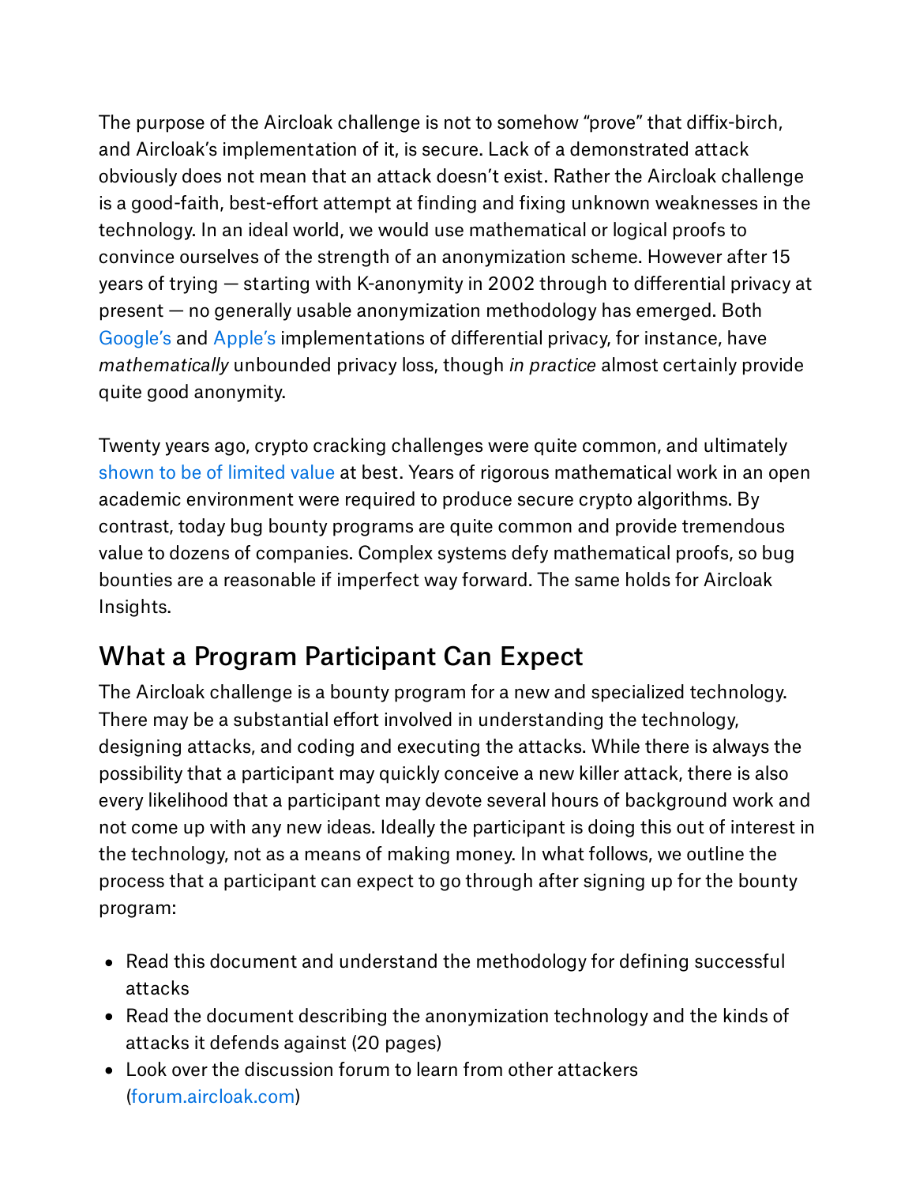The purpose of the Aircloak challenge is not to somehow “prove” that diffix-birch, and Aircloak’s implementation of it, is secure. Lack of a demonstrated attack obviously does not mean that an attack doesn’t exist. Rather the Aircloak challenge is a good-faith, best-effort attempt at finding and fixing unknown weaknesses in the technology. In an ideal world, we would use mathematical or logical proofs to convince ourselves of the strength of an anonymization scheme. However after 15 years of trying — starting with K-anonymity in 2002 through to differential privacy at present — no generally usable anonymization methodology has emerged. Both Google’s and Apple’s implementations of differential privacy, for instance, have *mathematically* unbounded privacy loss, though *in practice* almost certainly provide quite good anonymity.

Twenty years ago, crypto cracking challenges were quite common, and ultimately shown to be of limited value at best. Years of rigorous mathematical work in an open academic environment were required to produce secure crypto algorithms. By contrast, today bug bounty programs are quite common and provide tremendous value to dozens of companies. Complex systems defy mathematical proofs, so bug bounties are a reasonable if imperfect way forward. The same holds for Aircloak Insights.

## What a Program Participant Can Expect

The Aircloak challenge is a bounty program for a new and specialized technology. There may be a substantial effort involved in understanding the technology, designing attacks, and coding and executing the attacks. While there is always the possibility that a participant may quickly conceive a new killer attack, there is also every likelihood that a participant may devote several hours of background work and not come up with any new ideas. Ideally the participant is doing this out of interest in the technology, not as a means of making money. In what follows, we outline the process that a participant can expect to go through after signing up for the bounty program:

- Read this document and understand the methodology for defining successful attacks
- Read the document describing the anonymization technology and the kinds of attacks it defends against (20 pages)
- Look over the discussion forum to learn from other attackers (forum.aircloak.com)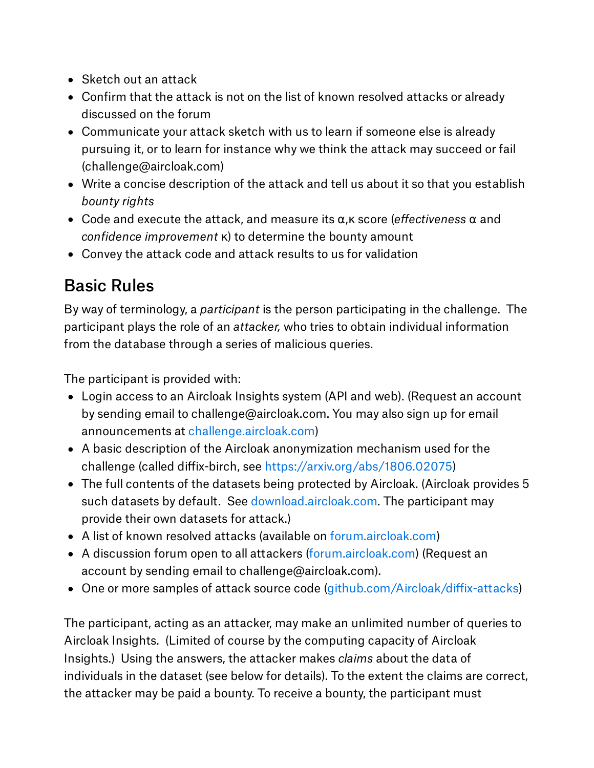- Sketch out an attack
- Confirm that the attack is not on the list of known resolved attacks or already discussed on the forum
- Communicate your attack sketch with us to learn if someone else is already pursuing it, or to learn for instance why we think the attack may succeed or fail (challenge@aircloak.com)
- Write a concise description of the attack and tell us about it so that you establish *bounty rights*
- Code and execute the attack, and measure its α,κ score (*effectiveness* α and *confidence improvement* κ) to determine the bounty amount
- Convey the attack code and attack results to us for validation

## Basic Rules

By way of terminology, a *participant* is the person participating in the challenge. The participant plays the role of an *attacker,* who tries to obtain individual information from the database through a series of malicious queries.

The participant is provided with:

- Login access to an Aircloak Insights system (API and web). (Request an account by sending email to challenge@aircloak.com. You may also sign up for email announcements at challenge.aircloak.com)
- A basic description of the Aircloak anonymization mechanism used for the challenge (called diffix-birch, see https://arxiv.org/abs/1806.02075)
- The full contents of the datasets being protected by Aircloak. (Aircloak provides 5 such datasets by default. See download.aircloak.com. The participant may provide their own datasets for attack.)
- A list of known resolved attacks (available on forum.aircloak.com)
- A discussion forum open to all attackers (forum.aircloak.com) (Request an account by sending email to challenge@aircloak.com).
- One or more samples of attack source code (github.com/Aircloak/diffix-attacks)

The participant, acting as an attacker, may make an unlimited number of queries to Aircloak Insights. (Limited of course by the computing capacity of Aircloak Insights.) Using the answers, the attacker makes *claims* about the data of individuals in the dataset (see below for details). To the extent the claims are correct, the attacker may be paid a bounty. To receive a bounty, the participant must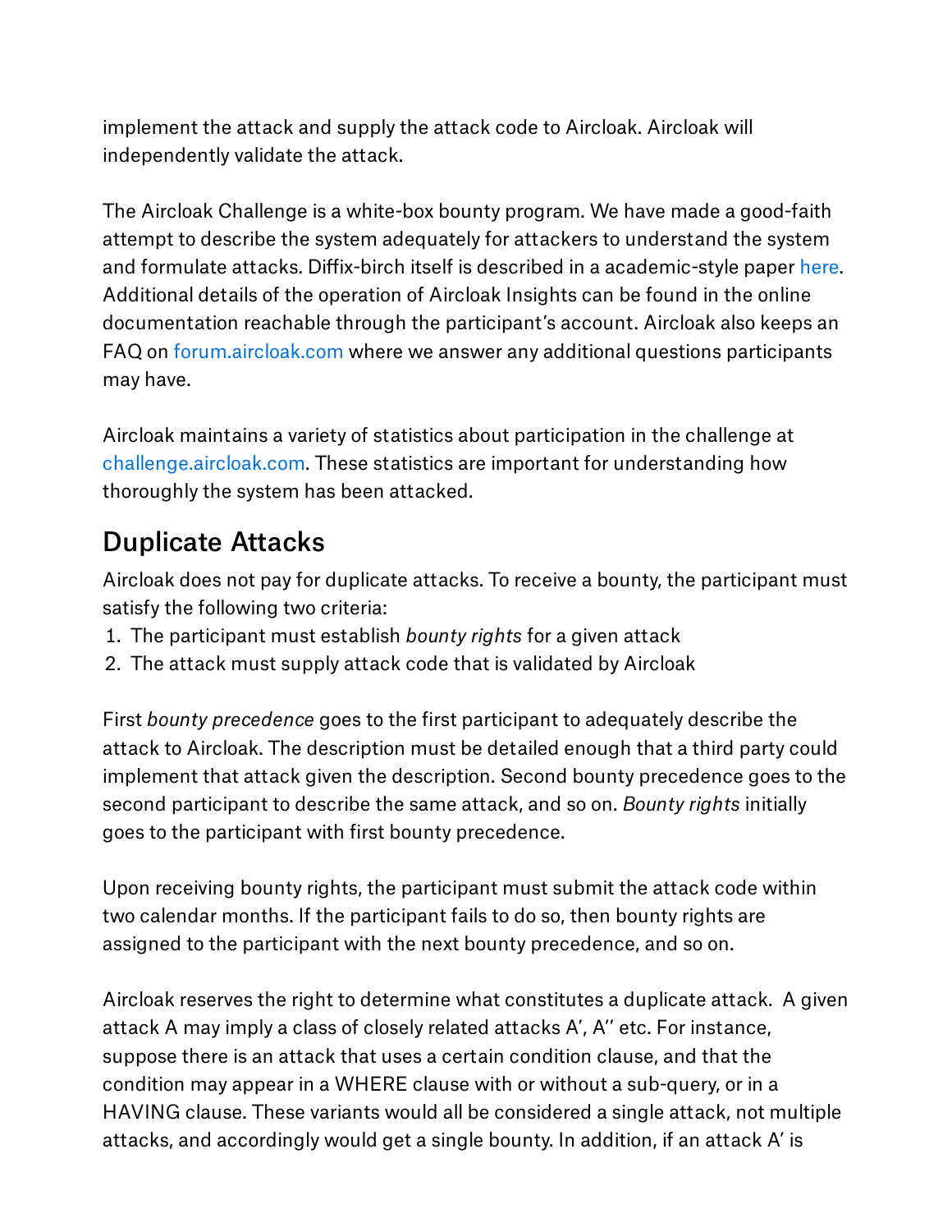implement the attack and supply the attack code to Aircloak. Aircloak will independently validate the attack.

The Aircloak Challenge is a white-box bounty program. We have made a good-faith attempt to describe the system adequately for attackers to understand the system and formulate attacks. Diffix-birch itself is described in a academic-style paper here. Additional details of the operation of Aircloak Insights can be found in the online documentation reachable through the participant's account. Aircloak also keeps an FAQ on forum.aircloak.com where we answer any additional questions participants may have.

Aircloak maintains a variety of statistics about participation in the challenge at challenge.aircloak.com. These statistics are important for understanding how thoroughly the system has been attacked.

## Duplicate Attacks

Aircloak does not pay for duplicate attacks. To receive a bounty, the participant must satisfy the following two criteria:

1. The participant must establish *bounty rights* for a given attack
2. The attack must supply attack code that is validated by Aircloak

First *bounty precedence* goes to the first participant to adequately describe the attack to Aircloak. The description must be detailed enough that a third party could implement that attack given the description. Second bounty precedence goes to the second participant to describe the same attack, and so on. *Bounty rights* initially goes to the participant with first bounty precedence.

Upon receiving bounty rights, the participant must submit the attack code within two calendar months. If the participant fails to do so, then bounty rights are assigned to the participant with the next bounty precedence, and so on.

Aircloak reserves the right to determine what constitutes a duplicate attack. A given attack A may imply a class of closely related attacks A', A'' etc. For instance, suppose there is an attack that uses a certain condition clause, and that the condition may appear in a WHERE clause with or without a sub-query, or in a HAVING clause. These variants would all be considered a single attack, not multiple attacks, and accordingly would get a single bounty. In addition, if an attack A' is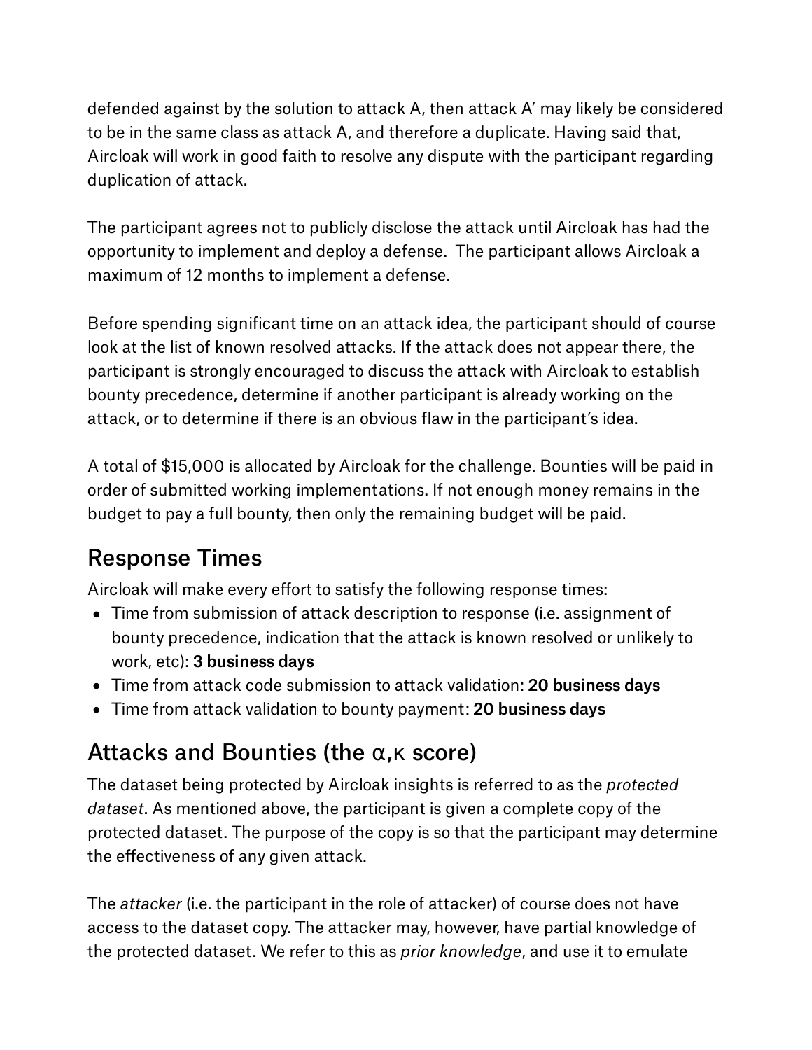defended against by the solution to attack A, then attack A' may likely be considered to be in the same class as attack A, and therefore a duplicate. Having said that, Aircloak will work in good faith to resolve any dispute with the participant regarding duplication of attack.

The participant agrees not to publicly disclose the attack until Aircloak has had the opportunity to implement and deploy a defense. The participant allows Aircloak a maximum of 12 months to implement a defense.

Before spending significant time on an attack idea, the participant should of course look at the list of known resolved attacks. If the attack does not appear there, the participant is strongly encouraged to discuss the attack with Aircloak to establish bounty precedence, determine if another participant is already working on the attack, or to determine if there is an obvious flaw in the participant's idea.

A total of $15,000 is allocated by Aircloak for the challenge. Bounties will be paid in order of submitted working implementations. If not enough money remains in the budget to pay a full bounty, then only the remaining budget will be paid.

## Response Times

Aircloak will make every effort to satisfy the following response times:

- Time from submission of attack description to response (i.e. assignment of bounty precedence, indication that the attack is known resolved or unlikely to work, etc): **3 business days**
- Time from attack code submission to attack validation: **20 business days**
- Time from attack validation to bounty payment: **20 business days**

## Attacks and Bounties (the α,κ score)

The dataset being protected by Aircloak insights is referred to as the *protected dataset*. As mentioned above, the participant is given a complete copy of the protected dataset. The purpose of the copy is so that the participant may determine the effectiveness of any given attack.

The *attacker* (i.e. the participant in the role of attacker) of course does not have access to the dataset copy. The attacker may, however, have partial knowledge of the protected dataset. We refer to this as *prior knowledge*, and use it to emulate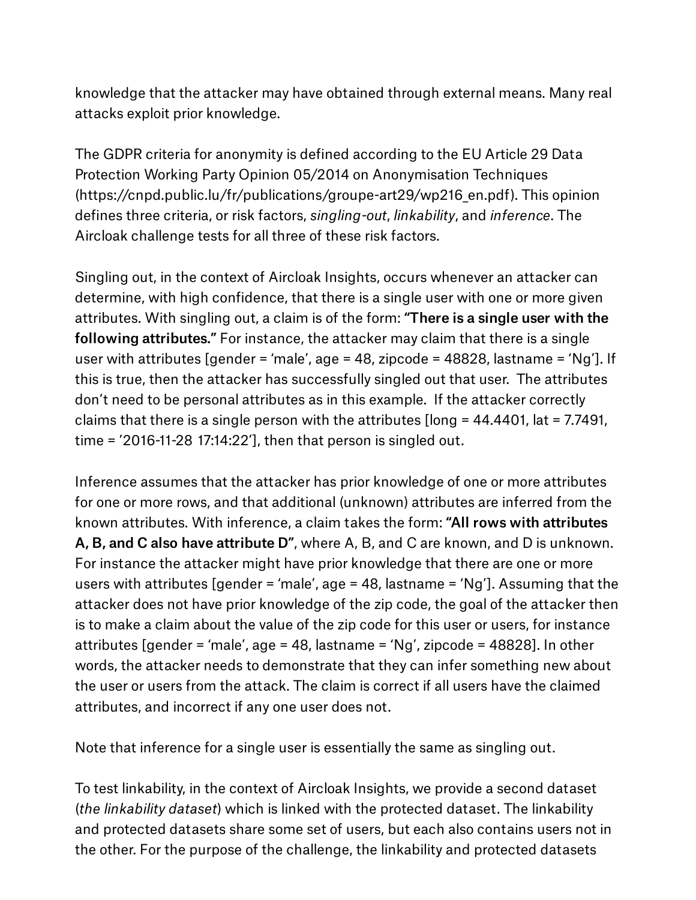knowledge that the attacker may have obtained through external means. Many real attacks exploit prior knowledge.

The GDPR criteria for anonymity is defined according to the EU Article 29 Data Protection Working Party Opinion 05/2014 on Anonymisation Techniques (https://cnpd.public.lu/fr/publications/groupe-art29/wp216_en.pdf). This opinion defines three criteria, or risk factors, *singling-out*, *linkability*, and *inference*. The Aircloak challenge tests for all three of these risk factors.

Singling out, in the context of Aircloak Insights, occurs whenever an attacker can determine, with high confidence, that there is a single user with one or more given attributes. With singling out, a claim is of the form: **"There is a single user with the following attributes."** For instance, the attacker may claim that there is a single user with attributes [gender = 'male', age = 48, zipcode = 48828, lastname = 'Ng']. If this is true, then the attacker has successfully singled out that user. The attributes don't need to be personal attributes as in this example. If the attacker correctly claims that there is a single person with the attributes [long = 44.4401, lat = 7.7491, time = '2016-11-28 17:14:22'], then that person is singled out.

Inference assumes that the attacker has prior knowledge of one or more attributes for one or more rows, and that additional (unknown) attributes are inferred from the known attributes. With inference, a claim takes the form: **"All rows with attributes A, B, and C also have attribute D"**, where A, B, and C are known, and D is unknown. For instance the attacker might have prior knowledge that there are one or more users with attributes [gender = 'male', age = 48, lastname = 'Ng']. Assuming that the attacker does not have prior knowledge of the zip code, the goal of the attacker then is to make a claim about the value of the zip code for this user or users, for instance attributes [gender = 'male', age = 48, lastname = 'Ng', zipcode = 48828]. In other words, the attacker needs to demonstrate that they can infer something new about the user or users from the attack. The claim is correct if all users have the claimed attributes, and incorrect if any one user does not.

Note that inference for a single user is essentially the same as singling out.

To test linkability, in the context of Aircloak Insights, we provide a second dataset (*the linkability dataset*) which is linked with the protected dataset. The linkability and protected datasets share some set of users, but each also contains users not in the other. For the purpose of the challenge, the linkability and protected datasets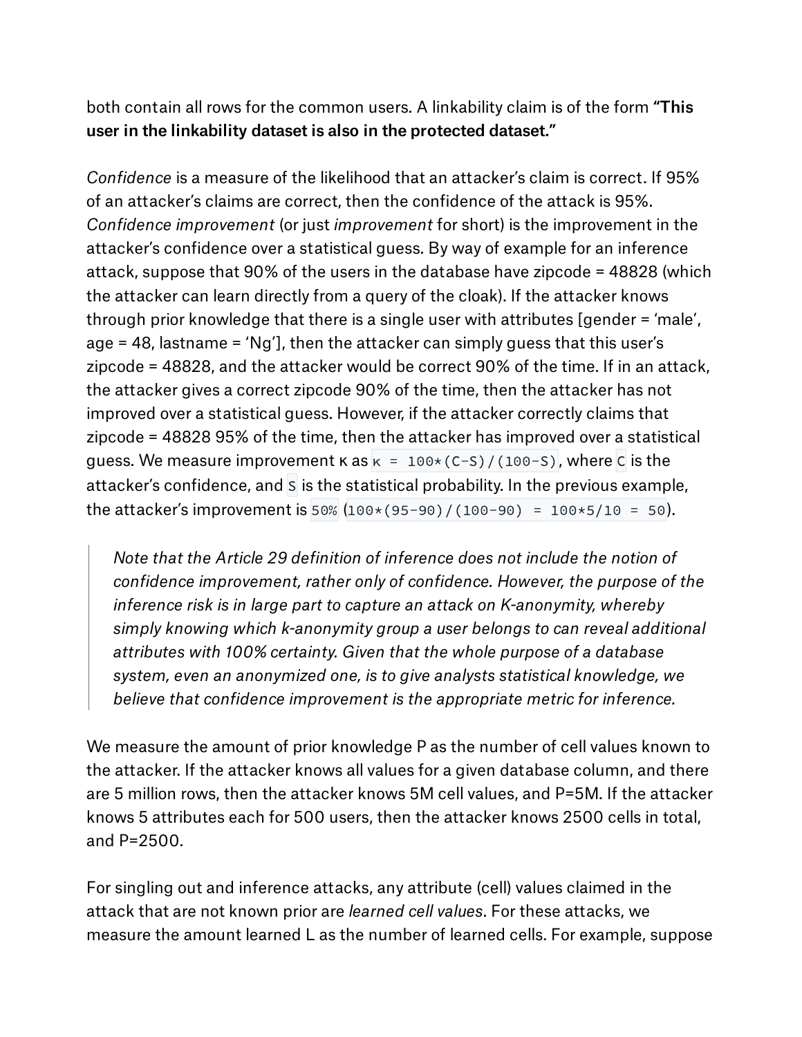both contain all rows for the common users. A linkability claim is of the form **"This user in the linkability dataset is also in the protected dataset."**

*Confidence* is a measure of the likelihood that an attacker's claim is correct. If 95% of an attacker's claims are correct, then the confidence of the attack is 95%. *Confidence improvement* (or just *improvement* for short) is the improvement in the attacker's confidence over a statistical guess. By way of example for an inference attack, suppose that 90% of the users in the database have zipcode = 48828 (which the attacker can learn directly from a query of the cloak). If the attacker knows through prior knowledge that there is a single user with attributes [gender = 'male', age = 48, lastname = 'Ng'], then the attacker can simply guess that this user's zipcode = 48828, and the attacker would be correct 90% of the time. If in an attack, the attacker gives a correct zipcode 90% of the time, then the attacker has not improved over a statistical guess. However, if the attacker correctly claims that zipcode = 48828 95% of the time, then the attacker has improved over a statistical guess. We measure improvement κ as `κ = 100*(C-S)/(100-S)`, where `C` is the attacker's confidence, and `S` is the statistical probability. In the previous example, the attacker's improvement is `50%` (`100*(95-90)/(100-90) = 100*5/10 = 50`).

> *Note that the Article 29 definition of inference does not include the notion of confidence improvement, rather only of confidence. However, the purpose of the inference risk is in large part to capture an attack on K-anonymity, whereby simply knowing which k-anonymity group a user belongs to can reveal additional attributes with 100% certainty. Given that the whole purpose of a database system, even an anonymized one, is to give analysts statistical knowledge, we believe that confidence improvement is the appropriate metric for inference.*

We measure the amount of prior knowledge P as the number of cell values known to the attacker. If the attacker knows all values for a given database column, and there are 5 million rows, then the attacker knows 5M cell values, and P=5M. If the attacker knows 5 attributes each for 500 users, then the attacker knows 2500 cells in total, and P=2500.

For singling out and inference attacks, any attribute (cell) values claimed in the attack that are not known prior are *learned cell values*. For these attacks, we measure the amount learned L as the number of learned cells. For example, suppose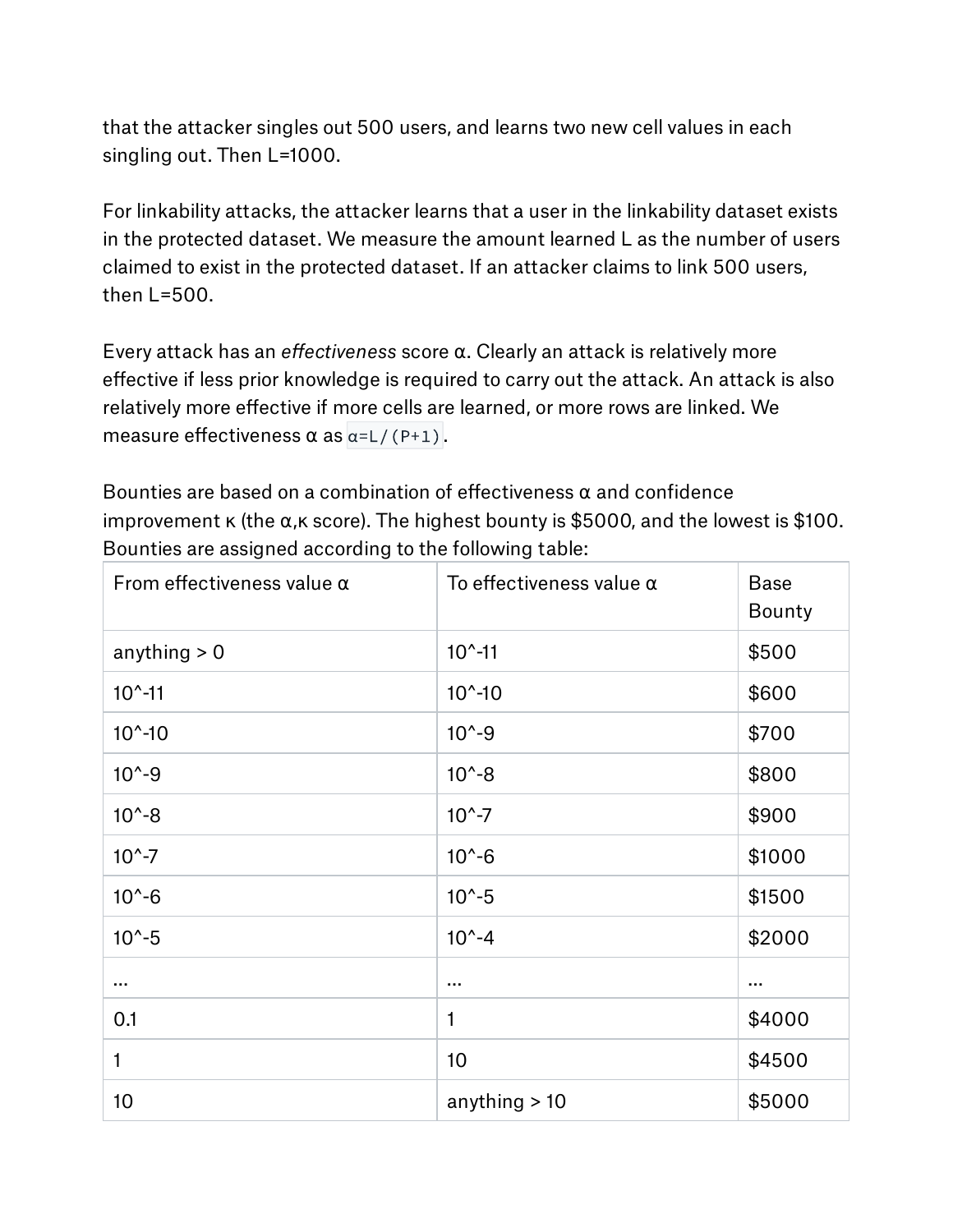that the attacker singles out 500 users, and learns two new cell values in each singling out. Then L=1000.

For linkability attacks, the attacker learns that a user in the linkability dataset exists in the protected dataset. We measure the amount learned L as the number of users claimed to exist in the protected dataset. If an attacker claims to link 500 users, then L=500.

Every attack has an *effectiveness* score α. Clearly an attack is relatively more effective if less prior knowledge is required to carry out the attack. An attack is also relatively more effective if more cells are learned, or more rows are linked. We measure effectiveness α as `α=L/(P+1)`.

Bounties are based on a combination of effectiveness α and confidence improvement κ (the α,κ score). The highest bounty is $5000, and the lowest is $100. Bounties are assigned according to the following table:

| From effectiveness value α | To effectiveness value α | Base Bounty |
|---|---|---|
| anything > 0 | 10^-11 | $500 |
| 10^-11 | 10^-10 | $600 |
| 10^-10 | 10^-9 | $700 |
| 10^-9 | 10^-8 | $800 |
| 10^-8 | 10^-7 | $900 |
| 10^-7 | 10^-6 | $1000 |
| 10^-6 | 10^-5 | $1500 |
| 10^-5 | 10^-4 | $2000 |
| ... | ... | ... |
| 0.1 | 1 | $4000 |
| 1 | 10 | $4500 |
| 10 | anything > 10 | $5000 |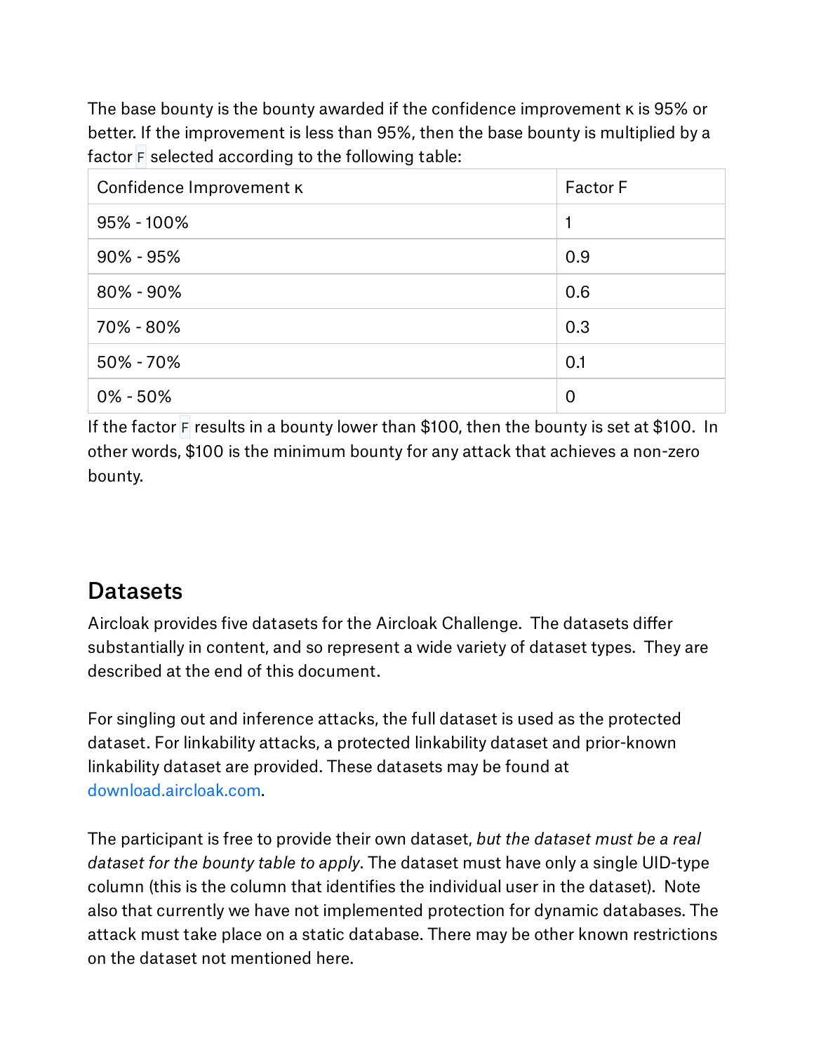The base bounty is the bounty awarded if the confidence improvement κ is 95% or better. If the improvement is less than 95%, then the base bounty is multiplied by a factor `F` selected according to the following table:

| Confidence Improvement κ | Factor F |
|---|---|
| 95% - 100% | 1 |
| 90% - 95% | 0.9 |
| 80% - 90% | 0.6 |
| 70% - 80% | 0.3 |
| 50% - 70% | 0.1 |
| 0% - 50% | 0 |

If the factor `F` results in a bounty lower than $100, then the bounty is set at $100. In other words, $100 is the minimum bounty for any attack that achieves a non-zero bounty.

## Datasets

Aircloak provides five datasets for the Aircloak Challenge. The datasets differ substantially in content, and so represent a wide variety of dataset types. They are described at the end of this document.

For singling out and inference attacks, the full dataset is used as the protected dataset. For linkability attacks, a protected linkability dataset and prior-known linkability dataset are provided. These datasets may be found at download.aircloak.com.

The participant is free to provide their own dataset, *but the dataset must be a real dataset for the bounty table to apply*. The dataset must have only a single UID-type column (this is the column that identifies the individual user in the dataset). Note also that currently we have not implemented protection for dynamic databases. The attack must take place on a static database. There may be other known restrictions on the dataset not mentioned here.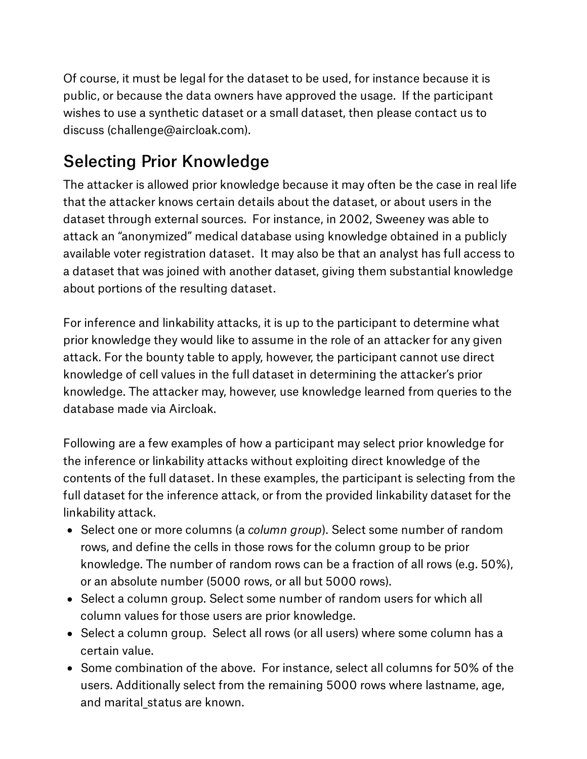Of course, it must be legal for the dataset to be used, for instance because it is public, or because the data owners have approved the usage. If the participant wishes to use a synthetic dataset or a small dataset, then please contact us to discuss (challenge@aircloak.com).

## Selecting Prior Knowledge

The attacker is allowed prior knowledge because it may often be the case in real life that the attacker knows certain details about the dataset, or about users in the dataset through external sources. For instance, in 2002, Sweeney was able to attack an "anonymized" medical database using knowledge obtained in a publicly available voter registration dataset. It may also be that an analyst has full access to a dataset that was joined with another dataset, giving them substantial knowledge about portions of the resulting dataset.

For inference and linkability attacks, it is up to the participant to determine what prior knowledge they would like to assume in the role of an attacker for any given attack. For the bounty table to apply, however, the participant cannot use direct knowledge of cell values in the full dataset in determining the attacker's prior knowledge. The attacker may, however, use knowledge learned from queries to the database made via Aircloak.

Following are a few examples of how a participant may select prior knowledge for the inference or linkability attacks without exploiting direct knowledge of the contents of the full dataset. In these examples, the participant is selecting from the full dataset for the inference attack, or from the provided linkability dataset for the linkability attack.

- Select one or more columns (a *column group*). Select some number of random rows, and define the cells in those rows for the column group to be prior knowledge. The number of random rows can be a fraction of all rows (e.g. 50%), or an absolute number (5000 rows, or all but 5000 rows).
- Select a column group. Select some number of random users for which all column values for those users are prior knowledge.
- Select a column group. Select all rows (or all users) where some column has a certain value.
- Some combination of the above. For instance, select all columns for 50% of the users. Additionally select from the remaining 5000 rows where lastname, age, and marital_status are known.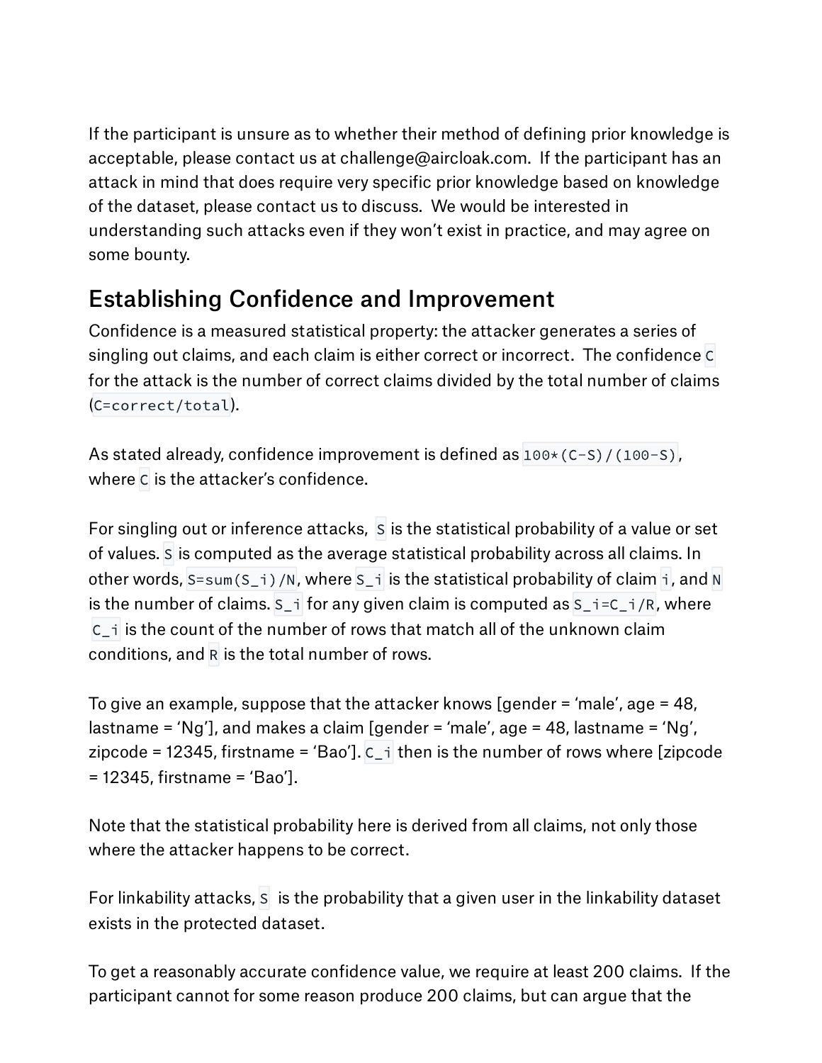If the participant is unsure as to whether their method of defining prior knowledge is acceptable, please contact us at challenge@aircloak.com. If the participant has an attack in mind that does require very specific prior knowledge based on knowledge of the dataset, please contact us to discuss. We would be interested in understanding such attacks even if they won't exist in practice, and may agree on some bounty.

## Establishing Confidence and Improvement

Confidence is a measured statistical property: the attacker generates a series of singling out claims, and each claim is either correct or incorrect. The confidence `C` for the attack is the number of correct claims divided by the total number of claims (`C=correct/total`).

As stated already, confidence improvement is defined as `100*(C-S)/(100-S)`, where `C` is the attacker's confidence.

For singling out or inference attacks, `S` is the statistical probability of a value or set of values. `S` is computed as the average statistical probability across all claims. In other words, `S=sum(S_i)/N`, where `S_i` is the statistical probability of claim `i`, and `N` is the number of claims. `S_i` for any given claim is computed as `S_i=C_i/R`, where `C_i` is the count of the number of rows that match all of the unknown claim conditions, and `R` is the total number of rows.

To give an example, suppose that the attacker knows [gender = 'male', age = 48, lastname = 'Ng'], and makes a claim [gender = 'male', age = 48, lastname = 'Ng', zipcode = 12345, firstname = 'Bao']. `C_i` then is the number of rows where [zipcode = 12345, firstname = 'Bao'].

Note that the statistical probability here is derived from all claims, not only those where the attacker happens to be correct.

For linkability attacks, `S` is the probability that a given user in the linkability dataset exists in the protected dataset.

To get a reasonably accurate confidence value, we require at least 200 claims. If the participant cannot for some reason produce 200 claims, but can argue that the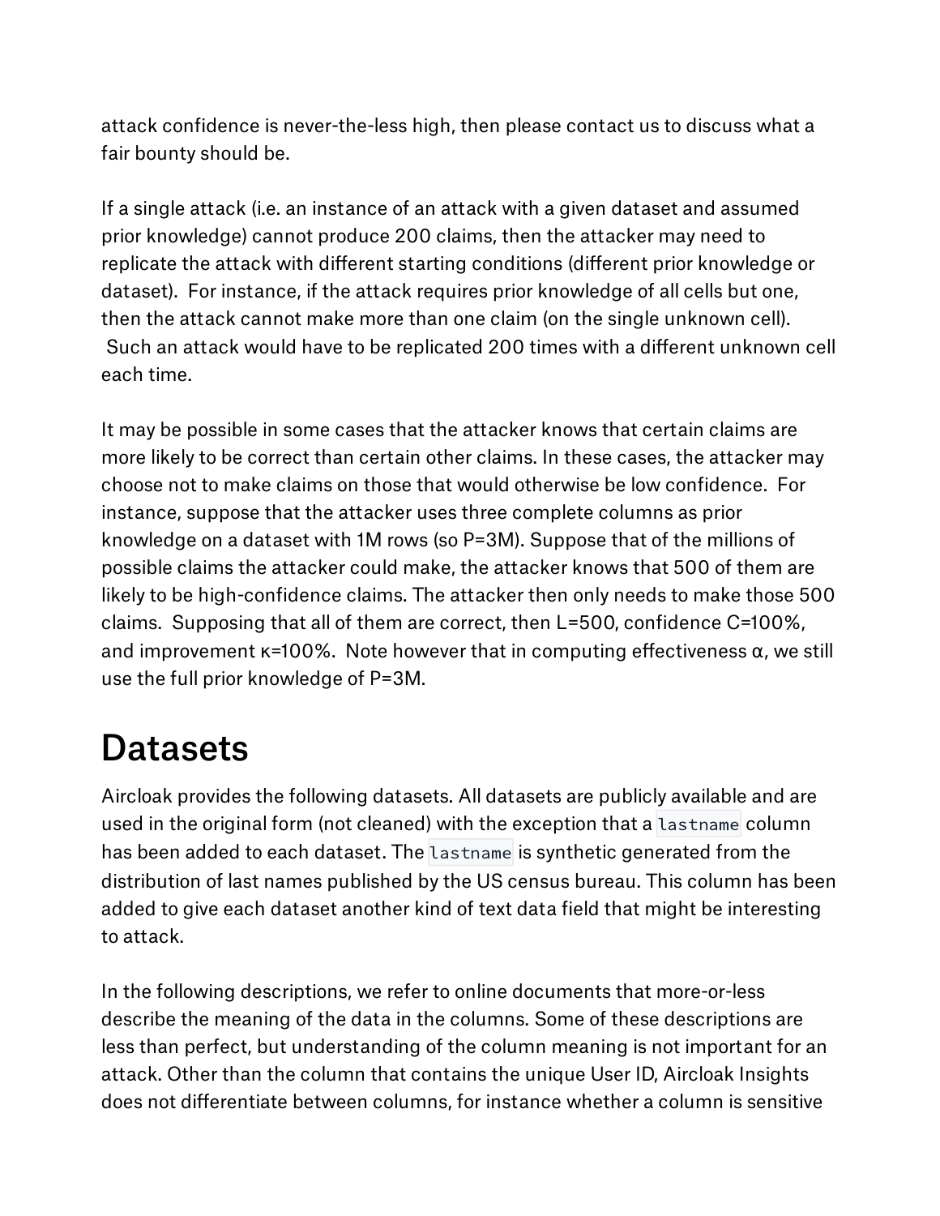attack confidence is never-the-less high, then please contact us to discuss what a fair bounty should be.

If a single attack (i.e. an instance of an attack with a given dataset and assumed prior knowledge) cannot produce 200 claims, then the attacker may need to replicate the attack with different starting conditions (different prior knowledge or dataset). For instance, if the attack requires prior knowledge of all cells but one, then the attack cannot make more than one claim (on the single unknown cell). Such an attack would have to be replicated 200 times with a different unknown cell each time.

It may be possible in some cases that the attacker knows that certain claims are more likely to be correct than certain other claims. In these cases, the attacker may choose not to make claims on those that would otherwise be low confidence. For instance, suppose that the attacker uses three complete columns as prior knowledge on a dataset with 1M rows (so P=3M). Suppose that of the millions of possible claims the attacker could make, the attacker knows that 500 of them are likely to be high-confidence claims. The attacker then only needs to make those 500 claims. Supposing that all of them are correct, then L=500, confidence C=100%, and improvement κ=100%. Note however that in computing effectiveness α, we still use the full prior knowledge of P=3M.

# Datasets

Aircloak provides the following datasets. All datasets are publicly available and are used in the original form (not cleaned) with the exception that a `lastname` column has been added to each dataset. The `lastname` is synthetic generated from the distribution of last names published by the US census bureau. This column has been added to give each dataset another kind of text data field that might be interesting to attack.

In the following descriptions, we refer to online documents that more-or-less describe the meaning of the data in the columns. Some of these descriptions are less than perfect, but understanding of the column meaning is not important for an attack. Other than the column that contains the unique User ID, Aircloak Insights does not differentiate between columns, for instance whether a column is sensitive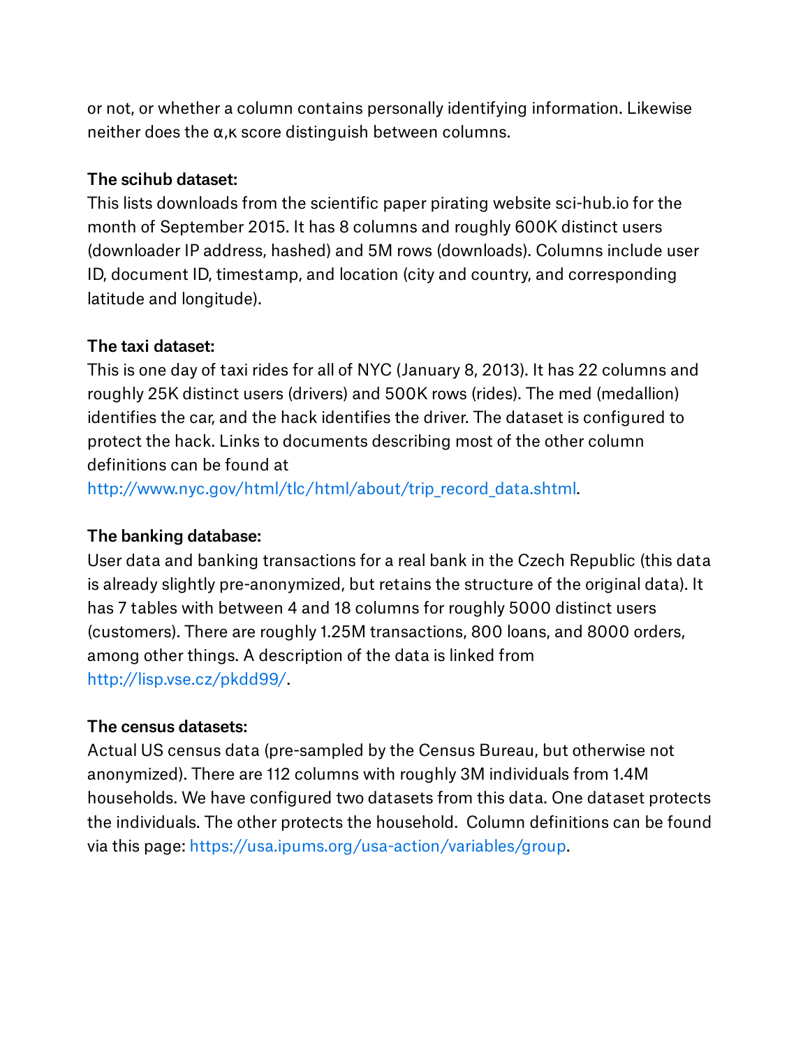or not, or whether a column contains personally identifying information. Likewise neither does the α,κ score distinguish between columns.

**The scihub dataset:**
This lists downloads from the scientific paper pirating website sci-hub.io for the month of September 2015. It has 8 columns and roughly 600K distinct users (downloader IP address, hashed) and 5M rows (downloads). Columns include user ID, document ID, timestamp, and location (city and country, and corresponding latitude and longitude).

**The taxi dataset:**
This is one day of taxi rides for all of NYC (January 8, 2013). It has 22 columns and roughly 25K distinct users (drivers) and 500K rows (rides). The med (medallion) identifies the car, and the hack identifies the driver. The dataset is configured to protect the hack. Links to documents describing most of the other column definitions can be found at
http://www.nyc.gov/html/tlc/html/about/trip_record_data.shtml.

**The banking database:**
User data and banking transactions for a real bank in the Czech Republic (this data is already slightly pre-anonymized, but retains the structure of the original data). It has 7 tables with between 4 and 18 columns for roughly 5000 distinct users (customers). There are roughly 1.25M transactions, 800 loans, and 8000 orders, among other things. A description of the data is linked from
http://lisp.vse.cz/pkdd99/.

**The census datasets:**
Actual US census data (pre-sampled by the Census Bureau, but otherwise not anonymized). There are 112 columns with roughly 3M individuals from 1.4M households. We have configured two datasets from this data. One dataset protects the individuals. The other protects the household. Column definitions can be found via this page: https://usa.ipums.org/usa-action/variables/group.